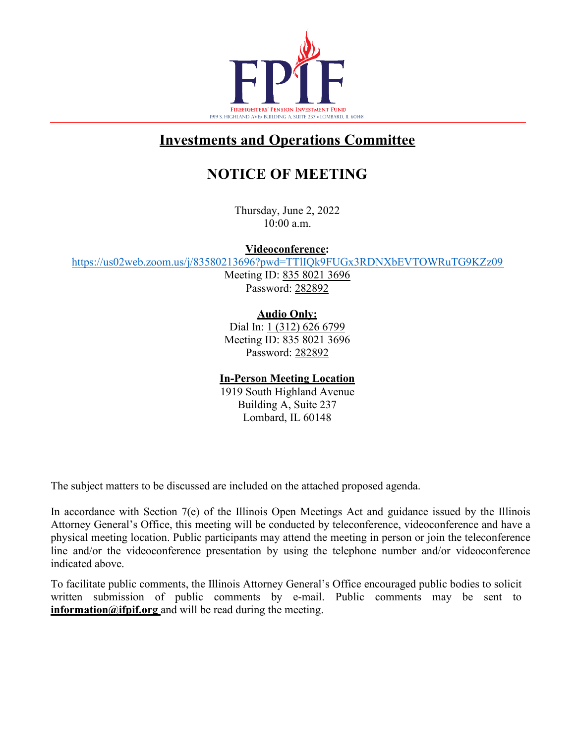FPIF

FIREFIGHTERS' PENSION INVESTMENT FUND

1919 S. HIGHLAND AVE • BUILDING A, SUITE 237 • LOMBARD, IL 60148

# Investments and Operations Committee

## NOTICE OF MEETING

Thursday, June 2, 2022
10:00 a.m.

**Videoconference:**

https://us02web.zoom.us/j/83580213696?pwd=TTlIQk9FUGx3RDNXbEVTOWRuTG9KZz09

Meeting ID: 835 8021 3696
Password: 282892

**Audio Only:**

Dial In: 1 (312) 626 6799
Meeting ID: 835 8021 3696
Password: 282892

**In-Person Meeting Location**

1919 South Highland Avenue
Building A, Suite 237
Lombard, IL 60148

The subject matters to be discussed are included on the attached proposed agenda.

In accordance with Section 7(e) of the Illinois Open Meetings Act and guidance issued by the Illinois Attorney General's Office, this meeting will be conducted by teleconference, videoconference and have a physical meeting location. Public participants may attend the meeting in person or join the teleconference line and/or the videoconference presentation by using the telephone number and/or videoconference indicated above.

To facilitate public comments, the Illinois Attorney General's Office encouraged public bodies to solicit written submission of public comments by e-mail. Public comments may be sent to **information@ifpif.org** and will be read during the meeting.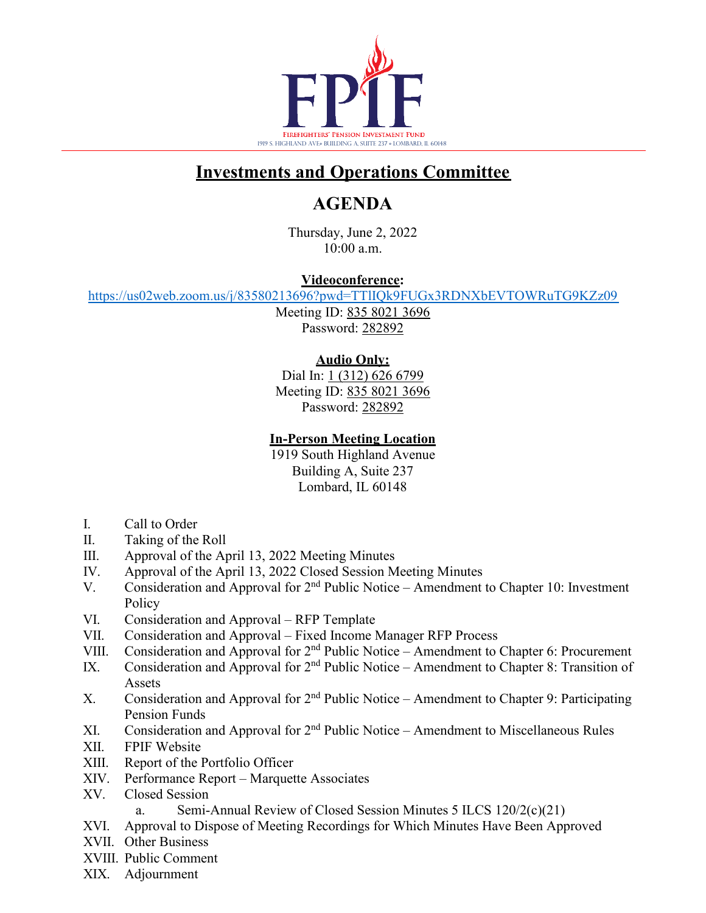FPIF

FIREFIGHTERS' PENSION INVESTMENT FUND
1919 S. HIGHLAND AVE• BUILDING A, SUITE 237 • LOMBARD, IL 60148

# Investments and Operations Committee

## AGENDA

Thursday, June 2, 2022
10:00 a.m.

**Videoconference:**
https://us02web.zoom.us/j/83580213696?pwd=TTlIQk9FUGx3RDNXbEVTOWRuTG9KZz09
Meeting ID: 835 8021 3696
Password: 282892

**Audio Only:**
Dial In: 1 (312) 626 6799
Meeting ID: 835 8021 3696
Password: 282892

**In-Person Meeting Location**
1919 South Highland Avenue
Building A, Suite 237
Lombard, IL 60148

I. Call to Order
II. Taking of the Roll
III. Approval of the April 13, 2022 Meeting Minutes
IV. Approval of the April 13, 2022 Closed Session Meeting Minutes
V. Consideration and Approval for 2nd Public Notice – Amendment to Chapter 10: Investment Policy
VI. Consideration and Approval – RFP Template
VII. Consideration and Approval – Fixed Income Manager RFP Process
VIII. Consideration and Approval for 2nd Public Notice – Amendment to Chapter 6: Procurement
IX. Consideration and Approval for 2nd Public Notice – Amendment to Chapter 8: Transition of Assets
X. Consideration and Approval for 2nd Public Notice – Amendment to Chapter 9: Participating Pension Funds
XI. Consideration and Approval for 2nd Public Notice – Amendment to Miscellaneous Rules
XII. FPIF Website
XIII. Report of the Portfolio Officer
XIV. Performance Report – Marquette Associates
XV. Closed Session
    a. Semi-Annual Review of Closed Session Minutes 5 ILCS 120/2(c)(21)
XVI. Approval to Dispose of Meeting Recordings for Which Minutes Have Been Approved
XVII. Other Business
XVIII. Public Comment
XIX. Adjournment